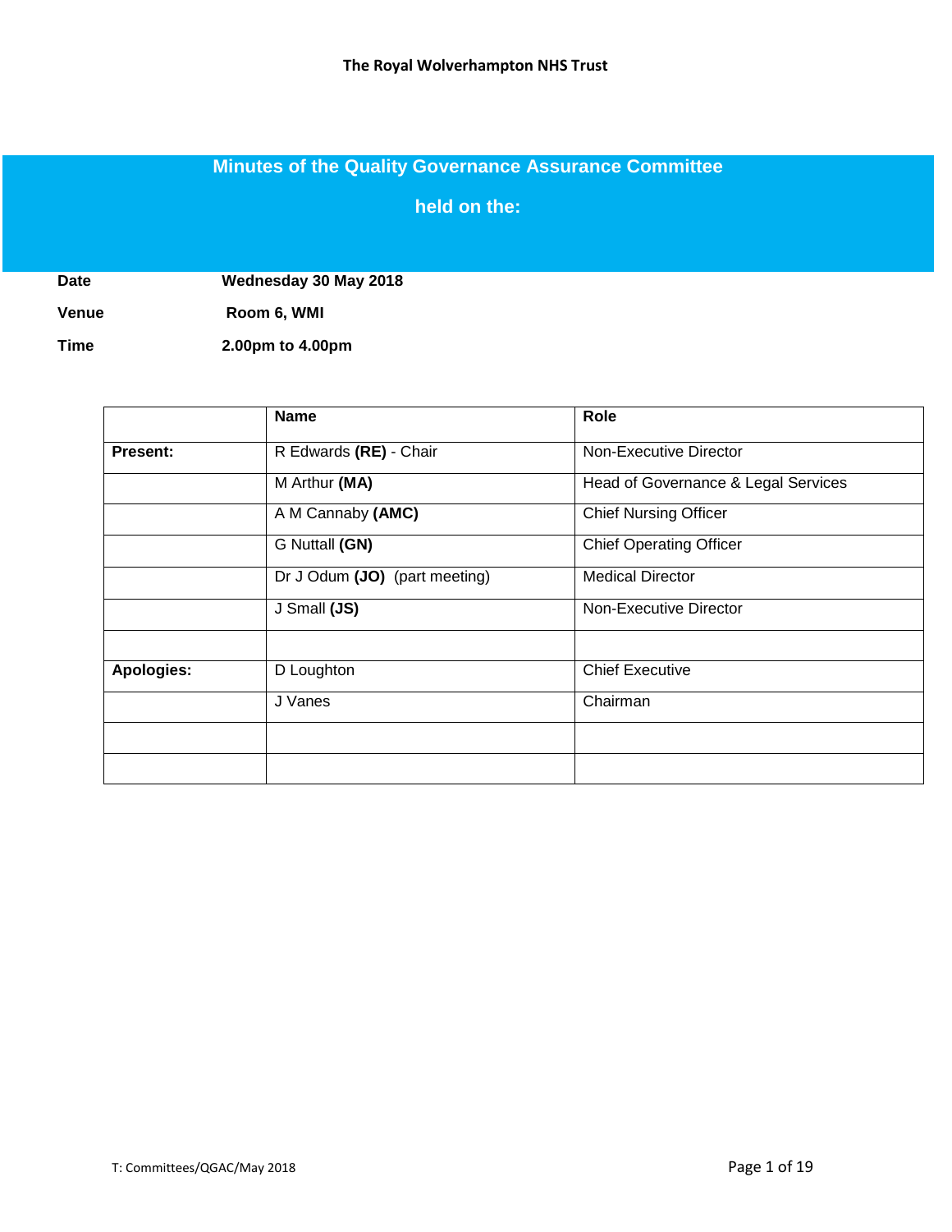**The Royal Wolverhampton NHS Trust**

# Minutes of the Quality Governance Assurance Committee

## held on the:

| | |
|---|---|
| **Date** | **Wednesday 30 May 2018** |
| **Venue** | **Room 6, WMI** |
| **Time** | **2.00pm to 4.00pm** |

| | Name | Role |
|---|---|---|
| **Present:** | R Edwards **(RE)** - Chair | Non-Executive Director |
| | M Arthur **(MA)** | Head of Governance & Legal Services |
| | A M Cannaby **(AMC)** | Chief Nursing Officer |
| | G Nuttall **(GN)** | Chief Operating Officer |
| | Dr J Odum **(JO)** (part meeting) | Medical Director |
| | J Small **(JS)** | Non-Executive Director |
| | | |
| **Apologies:** | D Loughton | Chief Executive |
| | J Vanes | Chairman |
| | | |
| | | |

T: Committees/QGAC/May 2018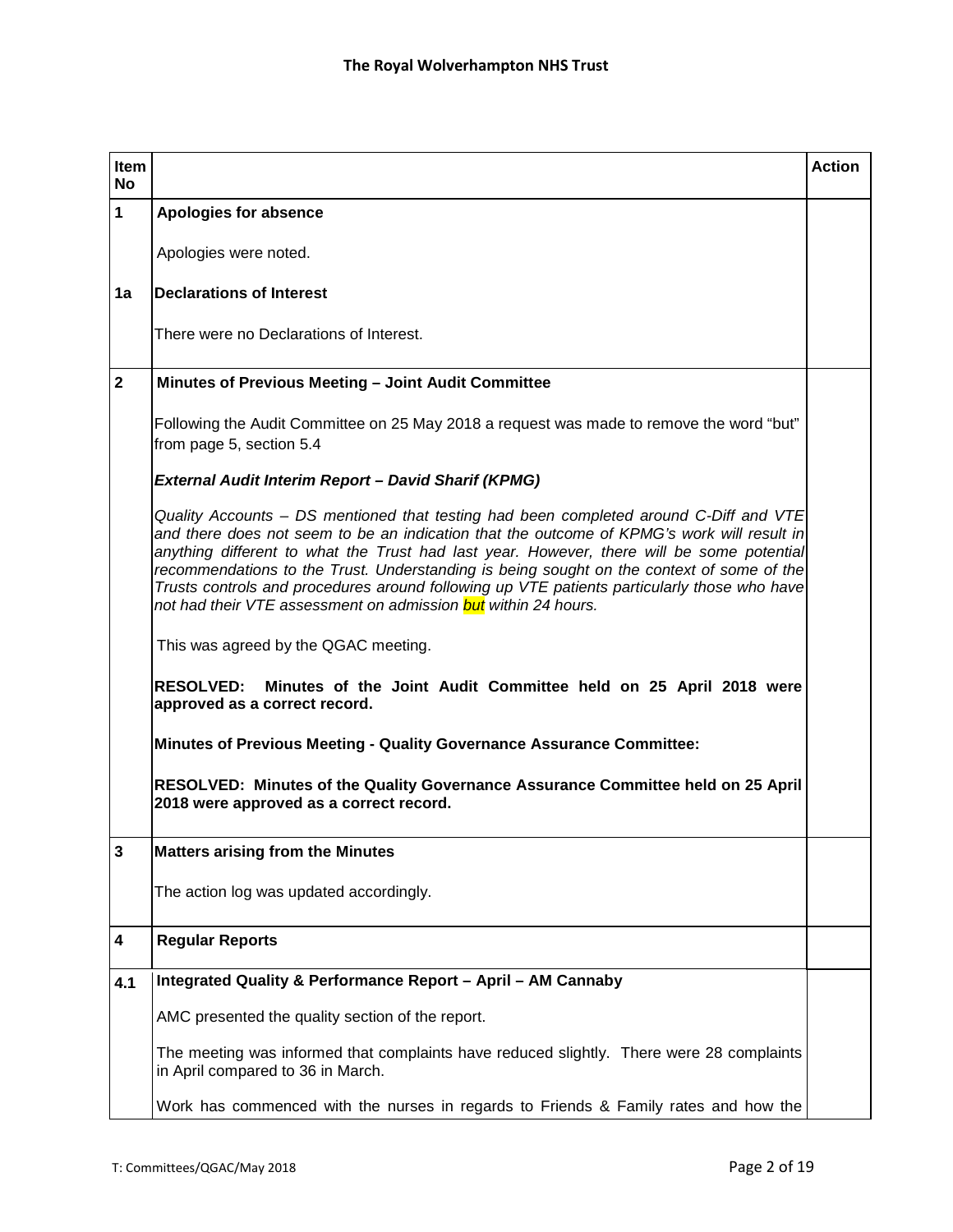| Item No | | Action |
|---|---|---|
| **1** | **Apologies for absence**<br><br>Apologies were noted. | |
| **1a** | **Declarations of Interest**<br><br>There were no Declarations of Interest. | |
| **2** | **Minutes of Previous Meeting – Joint Audit Committee**<br><br>Following the Audit Committee on 25 May 2018 a request was made to remove the word "but" from page 5, section 5.4<br><br>***External Audit Interim Report – David Sharif (KPMG)***<br><br>*Quality Accounts – DS mentioned that testing had been completed around C-Diff and VTE and there does not seem to be an indication that the outcome of KPMG's work will result in anything different to what the Trust had last year. However, there will be some potential recommendations to the Trust. Understanding is being sought on the context of some of the Trusts controls and procedures around following up VTE patients particularly those who have not had their VTE assessment on admission but within 24 hours.*<br><br>This was agreed by the QGAC meeting.<br><br>**RESOLVED: Minutes of the Joint Audit Committee held on 25 April 2018 were approved as a correct record.**<br><br>**Minutes of Previous Meeting - Quality Governance Assurance Committee:**<br><br>**RESOLVED: Minutes of the Quality Governance Assurance Committee held on 25 April 2018 were approved as a correct record.** | |
| **3** | **Matters arising from the Minutes**<br><br>The action log was updated accordingly. | |
| **4** | **Regular Reports** | |
| **4.1** | **Integrated Quality & Performance Report – April – AM Cannaby**<br><br>AMC presented the quality section of the report.<br><br>The meeting was informed that complaints have reduced slightly. There were 28 complaints in April compared to 36 in March.<br><br>Work has commenced with the nurses in regards to Friends & Family rates and how the | |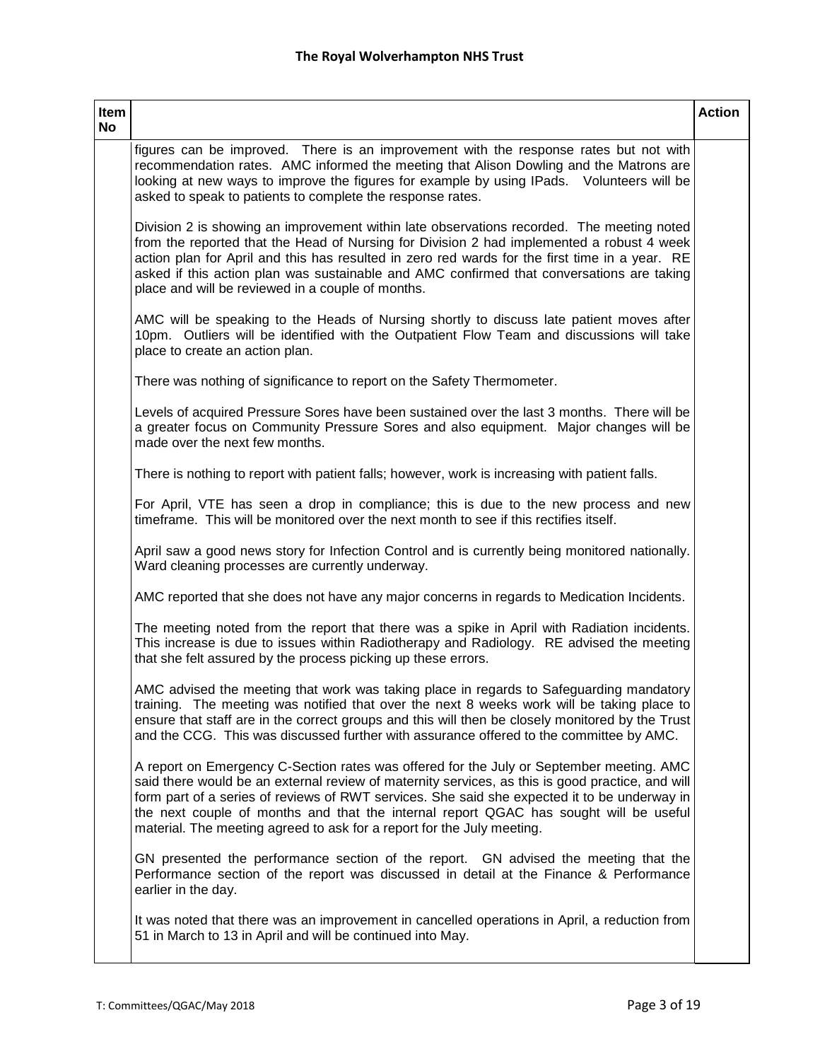| Item No | | Action |
|---|---|---|
| | figures can be improved. There is an improvement with the response rates but not with recommendation rates. AMC informed the meeting that Alison Dowling and the Matrons are looking at new ways to improve the figures for example by using IPads. Volunteers will be asked to speak to patients to complete the response rates.<br><br>Division 2 is showing an improvement within late observations recorded. The meeting noted from the reported that the Head of Nursing for Division 2 had implemented a robust 4 week action plan for April and this has resulted in zero red wards for the first time in a year. RE asked if this action plan was sustainable and AMC confirmed that conversations are taking place and will be reviewed in a couple of months.<br><br>AMC will be speaking to the Heads of Nursing shortly to discuss late patient moves after 10pm. Outliers will be identified with the Outpatient Flow Team and discussions will take place to create an action plan.<br><br>There was nothing of significance to report on the Safety Thermometer.<br><br>Levels of acquired Pressure Sores have been sustained over the last 3 months. There will be a greater focus on Community Pressure Sores and also equipment. Major changes will be made over the next few months.<br><br>There is nothing to report with patient falls; however, work is increasing with patient falls.<br><br>For April, VTE has seen a drop in compliance; this is due to the new process and new timeframe. This will be monitored over the next month to see if this rectifies itself.<br><br>April saw a good news story for Infection Control and is currently being monitored nationally. Ward cleaning processes are currently underway.<br><br>AMC reported that she does not have any major concerns in regards to Medication Incidents.<br><br>The meeting noted from the report that there was a spike in April with Radiation incidents. This increase is due to issues within Radiotherapy and Radiology. RE advised the meeting that she felt assured by the process picking up these errors.<br><br>AMC advised the meeting that work was taking place in regards to Safeguarding mandatory training. The meeting was notified that over the next 8 weeks work will be taking place to ensure that staff are in the correct groups and this will then be closely monitored by the Trust and the CCG. This was discussed further with assurance offered to the committee by AMC.<br><br>A report on Emergency C-Section rates was offered for the July or September meeting. AMC said there would be an external review of maternity services, as this is good practice, and will form part of a series of reviews of RWT services. She said she expected it to be underway in the next couple of months and that the internal report QGAC has sought will be useful material. The meeting agreed to ask for a report for the July meeting.<br><br>GN presented the performance section of the report. GN advised the meeting that the Performance section of the report was discussed in detail at the Finance & Performance earlier in the day.<br><br>It was noted that there was an improvement in cancelled operations in April, a reduction from 51 in March to 13 in April and will be continued into May. | |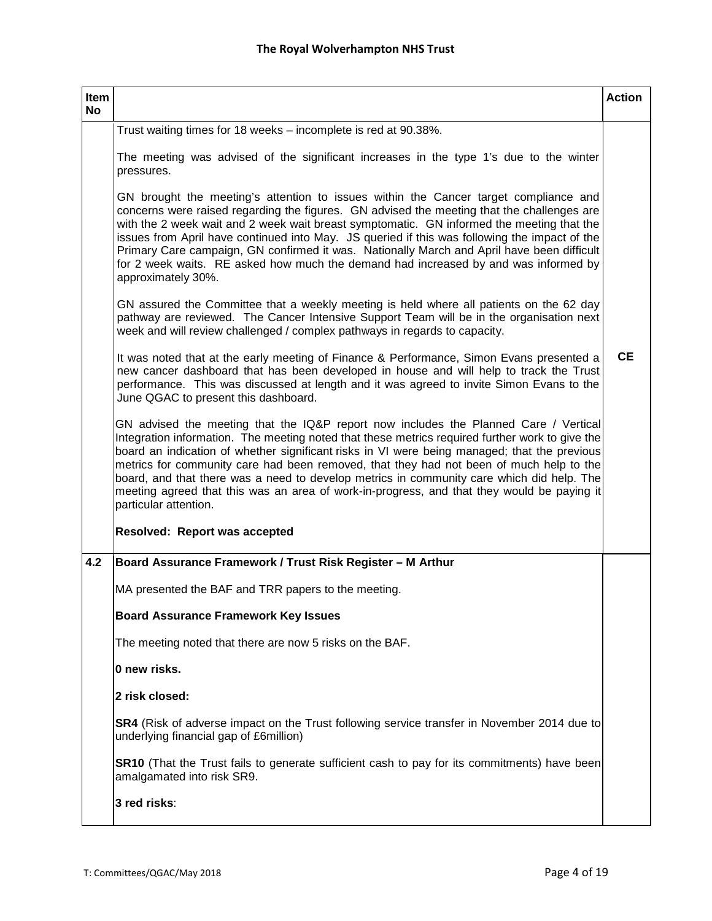| Item No | | Action |
|---|---|---|
| | Trust waiting times for 18 weeks – incomplete is red at 90.38%.<br><br>The meeting was advised of the significant increases in the type 1's due to the winter pressures.<br><br>GN brought the meeting's attention to issues within the Cancer target compliance and concerns were raised regarding the figures. GN advised the meeting that the challenges are with the 2 week wait and 2 week wait breast symptomatic. GN informed the meeting that the issues from April have continued into May. JS queried if this was following the impact of the Primary Care campaign, GN confirmed it was. Nationally March and April have been difficult for 2 week waits. RE asked how much the demand had increased by and was informed by approximately 30%.<br><br>GN assured the Committee that a weekly meeting is held where all patients on the 62 day pathway are reviewed. The Cancer Intensive Support Team will be in the organisation next week and will review challenged / complex pathways in regards to capacity.<br><br>It was noted that at the early meeting of Finance & Performance, Simon Evans presented a new cancer dashboard that has been developed in house and will help to track the Trust performance. This was discussed at length and it was agreed to invite Simon Evans to the June QGAC to present this dashboard.<br><br>GN advised the meeting that the IQ&P report now includes the Planned Care / Vertical Integration information. The meeting noted that these metrics required further work to give the board an indication of whether significant risks in VI were being managed; that the previous metrics for community care had been removed, that they had not been of much help to the board, and that there was a need to develop metrics in community care which did help. The meeting agreed that this was an area of work-in-progress, and that they would be paying it particular attention.<br><br>**Resolved: Report was accepted** | **CE** |
| **4.2** | **Board Assurance Framework / Trust Risk Register – M Arthur**<br><br>MA presented the BAF and TRR papers to the meeting.<br><br>**Board Assurance Framework Key Issues**<br><br>The meeting noted that there are now 5 risks on the BAF.<br><br>**0 new risks.**<br><br>**2 risk closed:**<br><br>**SR4** (Risk of adverse impact on the Trust following service transfer in November 2014 due to underlying financial gap of £6million)<br><br>**SR10** (That the Trust fails to generate sufficient cash to pay for its commitments) have been amalgamated into risk SR9.<br><br>**3 red risks**: | |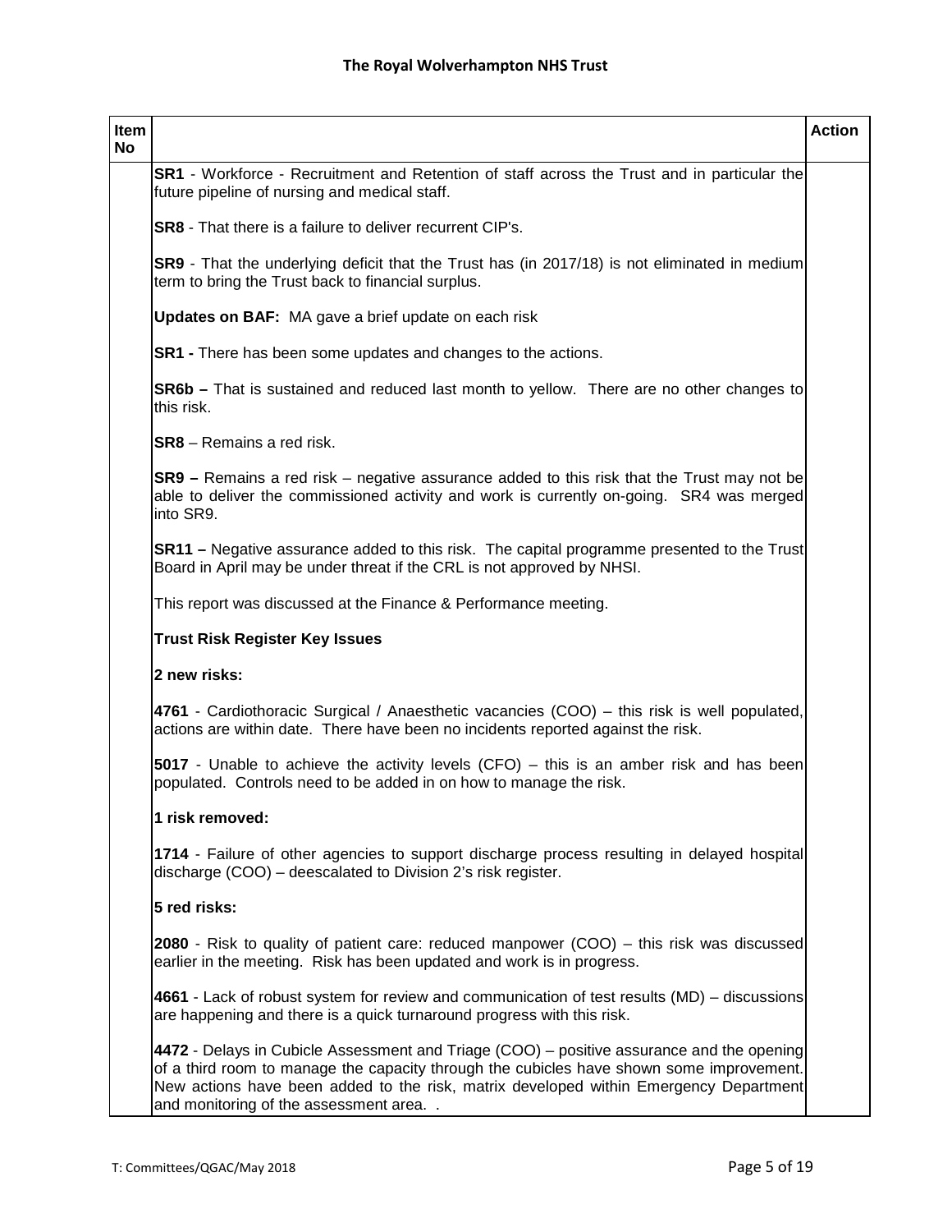| Item No | | Action |
|---|---|---|
| | **SR1** - Workforce - Recruitment and Retention of staff across the Trust and in particular the future pipeline of nursing and medical staff.<br><br>**SR8** - That there is a failure to deliver recurrent CIP's.<br><br>**SR9** - That the underlying deficit that the Trust has (in 2017/18) is not eliminated in medium term to bring the Trust back to financial surplus.<br><br>**Updates on BAF:** MA gave a brief update on each risk<br><br>**SR1 -** There has been some updates and changes to the actions.<br><br>**SR6b –** That is sustained and reduced last month to yellow. There are no other changes to this risk.<br><br>**SR8** – Remains a red risk.<br><br>**SR9 –** Remains a red risk – negative assurance added to this risk that the Trust may not be able to deliver the commissioned activity and work is currently on-going. SR4 was merged into SR9.<br><br>**SR11 –** Negative assurance added to this risk. The capital programme presented to the Trust Board in April may be under threat if the CRL is not approved by NHSI.<br><br>This report was discussed at the Finance & Performance meeting.<br><br>**Trust Risk Register Key Issues**<br><br>**2 new risks:**<br><br>**4761** - Cardiothoracic Surgical / Anaesthetic vacancies (COO) – this risk is well populated, actions are within date. There have been no incidents reported against the risk.<br><br>**5017** - Unable to achieve the activity levels (CFO) – this is an amber risk and has been populated. Controls need to be added in on how to manage the risk.<br><br>**1 risk removed:**<br><br>**1714** - Failure of other agencies to support discharge process resulting in delayed hospital discharge (COO) – deescalated to Division 2's risk register.<br><br>**5 red risks:**<br><br>**2080** - Risk to quality of patient care: reduced manpower (COO) – this risk was discussed earlier in the meeting. Risk has been updated and work is in progress.<br><br>**4661** - Lack of robust system for review and communication of test results (MD) – discussions are happening and there is a quick turnaround progress with this risk.<br><br>**4472** - Delays in Cubicle Assessment and Triage (COO) – positive assurance and the opening of a third room to manage the capacity through the cubicles have shown some improvement. New actions have been added to the risk, matrix developed within Emergency Department and monitoring of the assessment area. . | |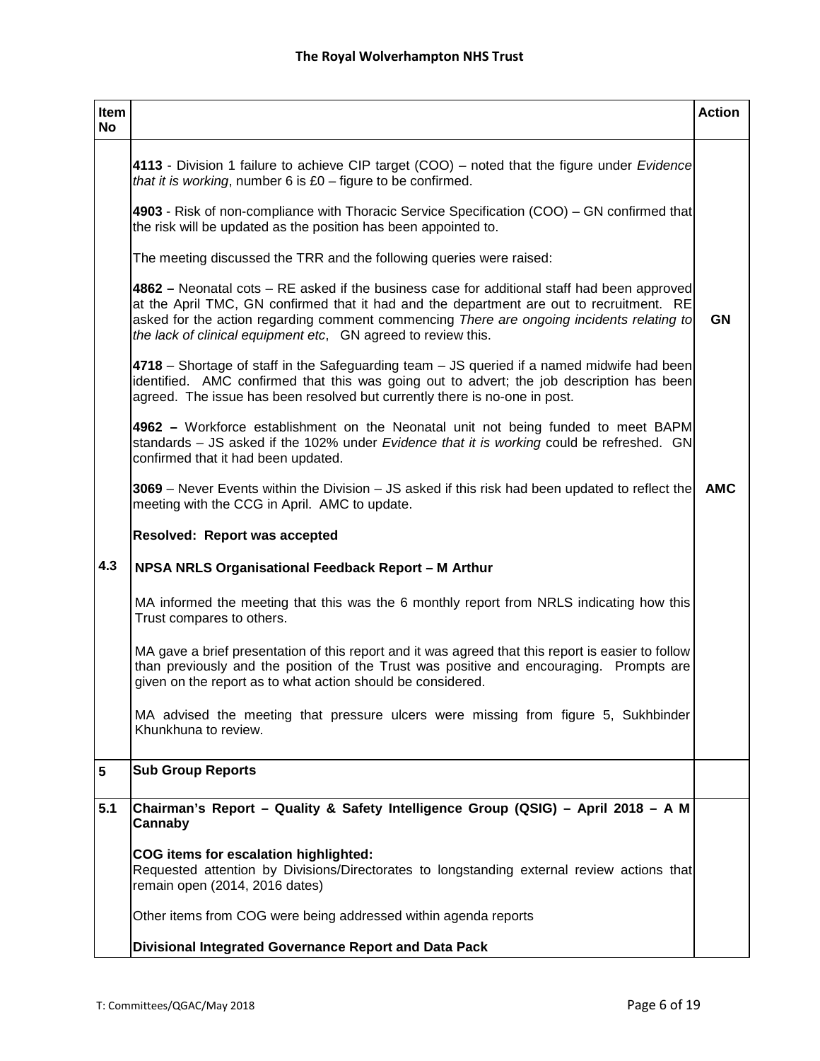| Item No | | Action |
|---|---|---|
| | **4113** - Division 1 failure to achieve CIP target (COO) – noted that the figure under *Evidence that it is working*, number 6 is £0 – figure to be confirmed.<br><br>**4903** - Risk of non-compliance with Thoracic Service Specification (COO) – GN confirmed that the risk will be updated as the position has been appointed to.<br><br>The meeting discussed the TRR and the following queries were raised:<br><br>**4862 –** Neonatal cots – RE asked if the business case for additional staff had been approved at the April TMC, GN confirmed that it had and the department are out to recruitment. RE asked for the action regarding comment commencing *There are ongoing incidents relating to the lack of clinical equipment etc*, GN agreed to review this.<br><br>**4718** – Shortage of staff in the Safeguarding team – JS queried if a named midwife had been identified. AMC confirmed that this was going out to advert; the job description has been agreed. The issue has been resolved but currently there is no-one in post.<br><br>**4962 –** Workforce establishment on the Neonatal unit not being funded to meet BAPM standards – JS asked if the 102% under *Evidence that it is working* could be refreshed. GN confirmed that it had been updated.<br><br>**3069** – Never Events within the Division – JS asked if this risk had been updated to reflect the meeting with the CCG in April. AMC to update.<br><br>**Resolved: Report was accepted** | **GN**<br><br>**AMC** |
| **4.3** | **NPSA NRLS Organisational Feedback Report – M Arthur**<br><br>MA informed the meeting that this was the 6 monthly report from NRLS indicating how this Trust compares to others.<br><br>MA gave a brief presentation of this report and it was agreed that this report is easier to follow than previously and the position of the Trust was positive and encouraging. Prompts are given on the report as to what action should be considered.<br><br>MA advised the meeting that pressure ulcers were missing from figure 5, Sukhbinder Khunkhuna to review. | |
| **5** | **Sub Group Reports** | |
| **5.1** | **Chairman's Report – Quality & Safety Intelligence Group (QSIG) – April 2018 – A M Cannaby**<br><br>**COG items for escalation highlighted:**<br>Requested attention by Divisions/Directorates to longstanding external review actions that remain open (2014, 2016 dates)<br><br>Other items from COG were being addressed within agenda reports<br><br>**Divisional Integrated Governance Report and Data Pack** | |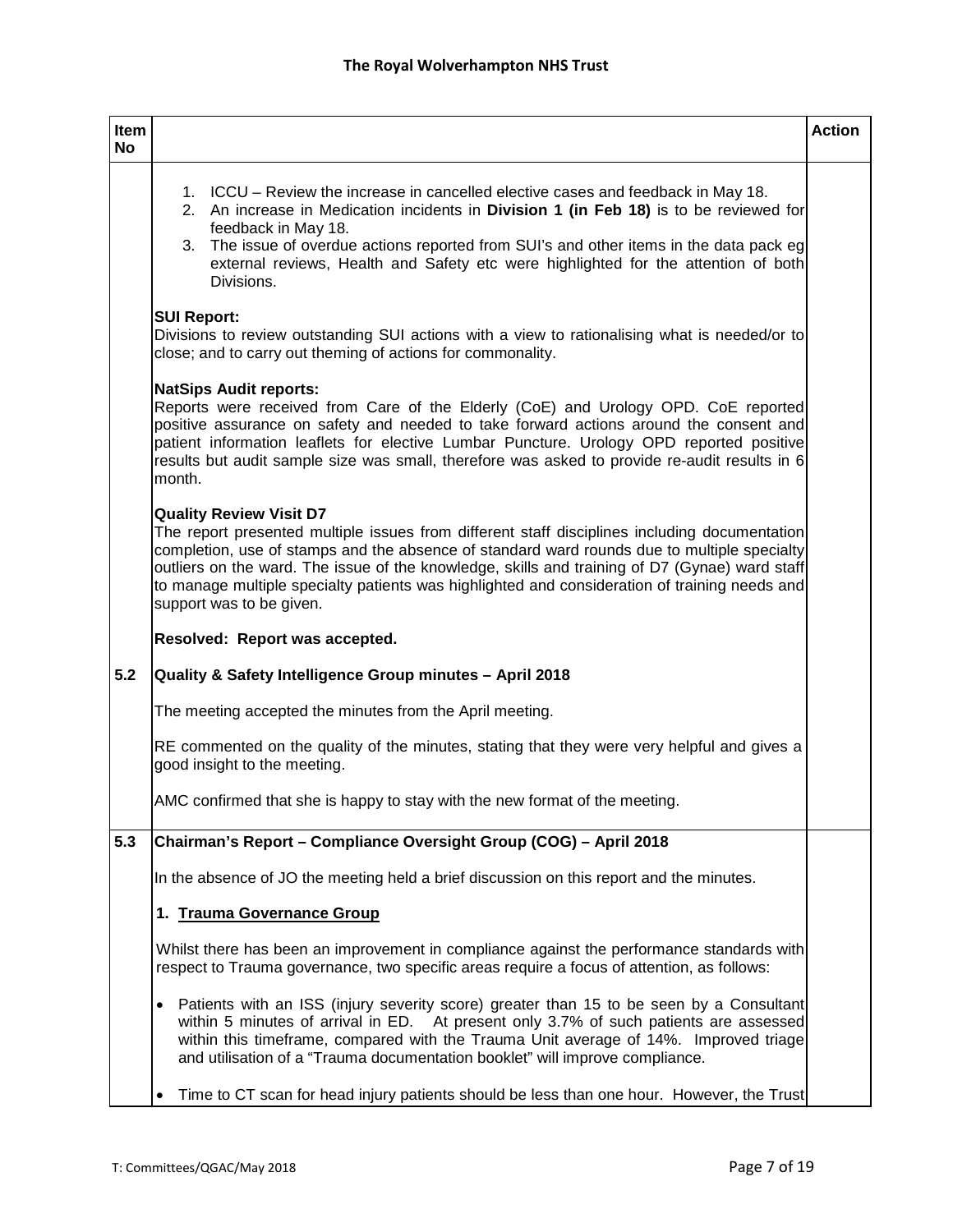| Item No | | Action |
|---|---|---|
| | 1. ICCU – Review the increase in cancelled elective cases and feedback in May 18.<br>2. An increase in Medication incidents in **Division 1 (in Feb 18)** is to be reviewed for feedback in May 18.<br>3. The issue of overdue actions reported from SUI's and other items in the data pack eg external reviews, Health and Safety etc were highlighted for the attention of both Divisions.<br><br>**SUI Report:**<br>Divisions to review outstanding SUI actions with a view to rationalising what is needed/or to close; and to carry out theming of actions for commonality.<br><br>**NatSips Audit reports:**<br>Reports were received from Care of the Elderly (CoE) and Urology OPD. CoE reported positive assurance on safety and needed to take forward actions around the consent and patient information leaflets for elective Lumbar Puncture. Urology OPD reported positive results but audit sample size was small, therefore was asked to provide re-audit results in 6 month.<br><br>**Quality Review Visit D7**<br>The report presented multiple issues from different staff disciplines including documentation completion, use of stamps and the absence of standard ward rounds due to multiple specialty outliers on the ward. The issue of the knowledge, skills and training of D7 (Gynae) ward staff to manage multiple specialty patients was highlighted and consideration of training needs and support was to be given.<br><br>**Resolved: Report was accepted.** | |
| **5.2** | **Quality & Safety Intelligence Group minutes – April 2018**<br><br>The meeting accepted the minutes from the April meeting.<br><br>RE commented on the quality of the minutes, stating that they were very helpful and gives a good insight to the meeting.<br><br>AMC confirmed that she is happy to stay with the new format of the meeting. | |
| **5.3** | **Chairman's Report – Compliance Oversight Group (COG) – April 2018**<br><br>In the absence of JO the meeting held a brief discussion on this report and the minutes.<br><br>**1. <u>Trauma Governance Group</u>**<br><br>Whilst there has been an improvement in compliance against the performance standards with respect to Trauma governance, two specific areas require a focus of attention, as follows:<br><br>• Patients with an ISS (injury severity score) greater than 15 to be seen by a Consultant within 5 minutes of arrival in ED. At present only 3.7% of such patients are assessed within this timeframe, compared with the Trauma Unit average of 14%. Improved triage and utilisation of a "Trauma documentation booklet" will improve compliance.<br><br>• Time to CT scan for head injury patients should be less than one hour. However, the Trust | |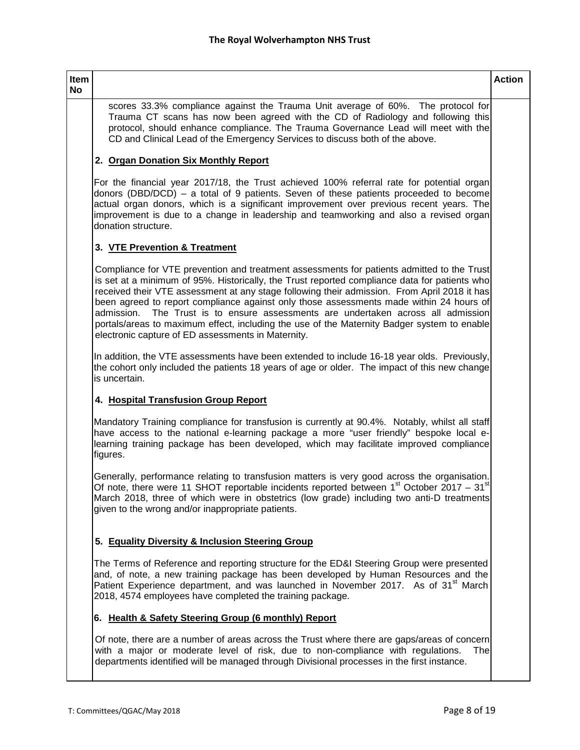| Item No | | Action |
|---|---|---|
| | scores 33.3% compliance against the Trauma Unit average of 60%. The protocol for Trauma CT scans has now been agreed with the CD of Radiology and following this protocol, should enhance compliance. The Trauma Governance Lead will meet with the CD and Clinical Lead of the Emergency Services to discuss both of the above. | |

**2. Organ Donation Six Monthly Report**

For the financial year 2017/18, the Trust achieved 100% referral rate for potential organ donors (DBD/DCD) – a total of 9 patients. Seven of these patients proceeded to become actual organ donors, which is a significant improvement over previous recent years. The improvement is due to a change in leadership and teamworking and also a revised organ donation structure.

**3. VTE Prevention & Treatment**

Compliance for VTE prevention and treatment assessments for patients admitted to the Trust is set at a minimum of 95%. Historically, the Trust reported compliance data for patients who received their VTE assessment at any stage following their admission. From April 2018 it has been agreed to report compliance against only those assessments made within 24 hours of admission. The Trust is to ensure assessments are undertaken across all admission portals/areas to maximum effect, including the use of the Maternity Badger system to enable electronic capture of ED assessments in Maternity.

In addition, the VTE assessments have been extended to include 16-18 year olds. Previously, the cohort only included the patients 18 years of age or older. The impact of this new change is uncertain.

**4. Hospital Transfusion Group Report**

Mandatory Training compliance for transfusion is currently at 90.4%. Notably, whilst all staff have access to the national e-learning package a more "user friendly" bespoke local e-learning training package has been developed, which may facilitate improved compliance figures.

Generally, performance relating to transfusion matters is very good across the organisation. Of note, there were 11 SHOT reportable incidents reported between 1st October 2017 – 31st March 2018, three of which were in obstetrics (low grade) including two anti-D treatments given to the wrong and/or inappropriate patients.

**5. Equality Diversity & Inclusion Steering Group**

The Terms of Reference and reporting structure for the ED&I Steering Group were presented and, of note, a new training package has been developed by Human Resources and the Patient Experience department, and was launched in November 2017. As of 31st March 2018, 4574 employees have completed the training package.

**6. Health & Safety Steering Group (6 monthly) Report**

Of note, there are a number of areas across the Trust where there are gaps/areas of concern with a major or moderate level of risk, due to non-compliance with regulations. The departments identified will be managed through Divisional processes in the first instance.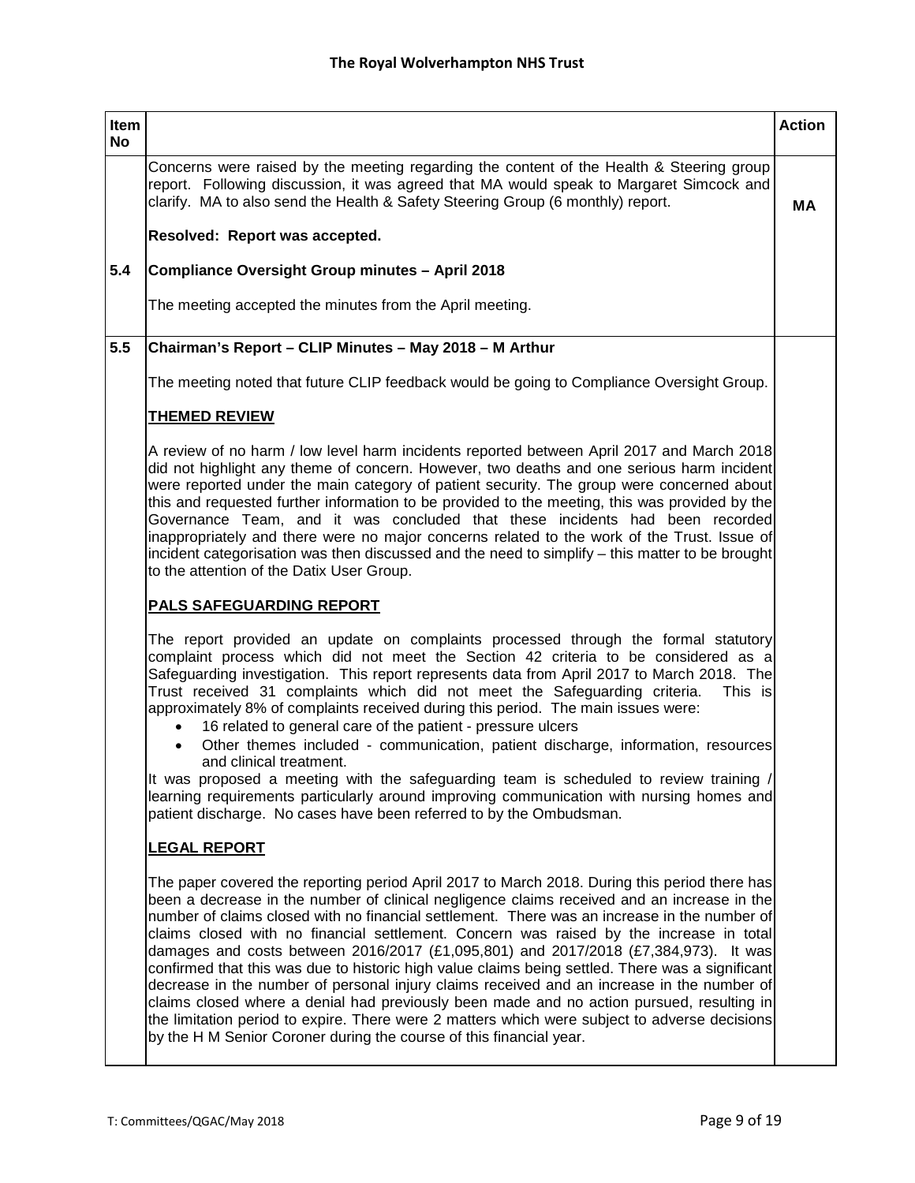| Item No | | Action |
|---|---|---|
| | Concerns were raised by the meeting regarding the content of the Health & Steering group report. Following discussion, it was agreed that MA would speak to Margaret Simcock and clarify. MA to also send the Health & Safety Steering Group (6 monthly) report.<br><br>**Resolved: Report was accepted.** | **MA** |
| **5.4** | **Compliance Oversight Group minutes – April 2018**<br><br>The meeting accepted the minutes from the April meeting. | |
| **5.5** | **Chairman's Report – CLIP Minutes – May 2018 – M Arthur**<br><br>The meeting noted that future CLIP feedback would be going to Compliance Oversight Group.<br><br>**<u>THEMED REVIEW</u>**<br><br>A review of no harm / low level harm incidents reported between April 2017 and March 2018 did not highlight any theme of concern. However, two deaths and one serious harm incident were reported under the main category of patient security. The group were concerned about this and requested further information to be provided to the meeting, this was provided by the Governance Team, and it was concluded that these incidents had been recorded inappropriately and there were no major concerns related to the work of the Trust. Issue of incident categorisation was then discussed and the need to simplify – this matter to be brought to the attention of the Datix User Group.<br><br>**<u>PALS SAFEGUARDING REPORT</u>**<br><br>The report provided an update on complaints processed through the formal statutory complaint process which did not meet the Section 42 criteria to be considered as a Safeguarding investigation. This report represents data from April 2017 to March 2018. The Trust received 31 complaints which did not meet the Safeguarding criteria. This is approximately 8% of complaints received during this period. The main issues were:<br>• 16 related to general care of the patient - pressure ulcers<br>• Other themes included - communication, patient discharge, information, resources and clinical treatment.<br><br>It was proposed a meeting with the safeguarding team is scheduled to review training / learning requirements particularly around improving communication with nursing homes and patient discharge. No cases have been referred to by the Ombudsman.<br><br>**<u>LEGAL REPORT</u>**<br><br>The paper covered the reporting period April 2017 to March 2018. During this period there has been a decrease in the number of clinical negligence claims received and an increase in the number of claims closed with no financial settlement. There was an increase in the number of claims closed with no financial settlement. Concern was raised by the increase in total damages and costs between 2016/2017 (£1,095,801) and 2017/2018 (£7,384,973). It was confirmed that this was due to historic high value claims being settled. There was a significant decrease in the number of personal injury claims received and an increase in the number of claims closed where a denial had previously been made and no action pursued, resulting in the limitation period to expire. There were 2 matters which were subject to adverse decisions by the H M Senior Coroner during the course of this financial year. | |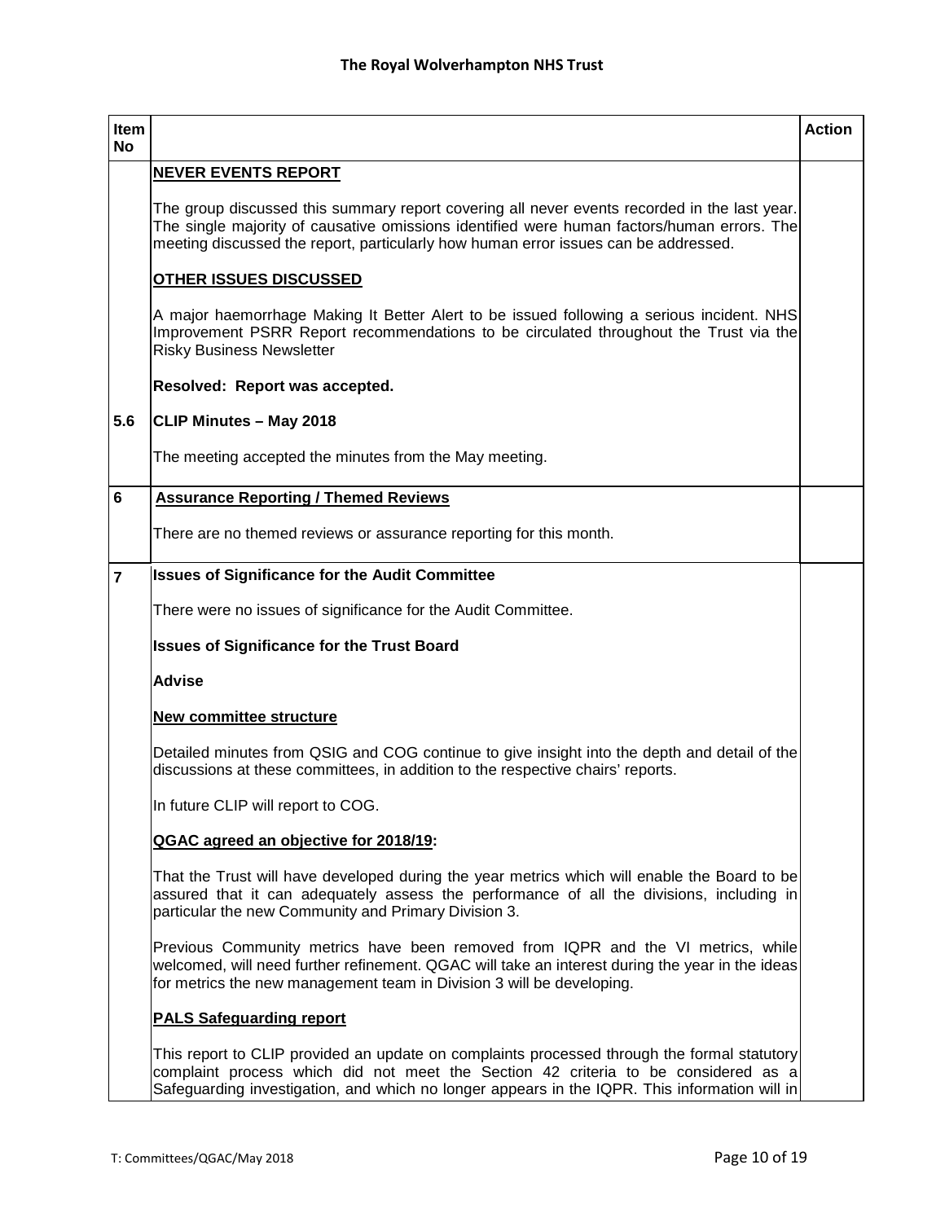| Item No | | Action |
|---|---|---|
| | **NEVER EVENTS REPORT**<br><br>The group discussed this summary report covering all never events recorded in the last year. The single majority of causative omissions identified were human factors/human errors. The meeting discussed the report, particularly how human error issues can be addressed.<br><br>**OTHER ISSUES DISCUSSED**<br><br>A major haemorrhage Making It Better Alert to be issued following a serious incident. NHS Improvement PSRR Report recommendations to be circulated throughout the Trust via the Risky Business Newsletter<br><br>**Resolved: Report was accepted.** | |
| 5.6 | **CLIP Minutes – May 2018**<br><br>The meeting accepted the minutes from the May meeting. | |
| 6 | **Assurance Reporting / Themed Reviews**<br><br>There are no themed reviews or assurance reporting for this month. | |
| 7 | **Issues of Significance for the Audit Committee**<br><br>There were no issues of significance for the Audit Committee.<br><br>**Issues of Significance for the Trust Board**<br><br>**Advise**<br><br>**New committee structure**<br><br>Detailed minutes from QSIG and COG continue to give insight into the depth and detail of the discussions at these committees, in addition to the respective chairs' reports.<br><br>In future CLIP will report to COG.<br><br>**QGAC agreed an objective for 2018/19:**<br><br>That the Trust will have developed during the year metrics which will enable the Board to be assured that it can adequately assess the performance of all the divisions, including in particular the new Community and Primary Division 3.<br><br>Previous Community metrics have been removed from IQPR and the VI metrics, while welcomed, will need further refinement. QGAC will take an interest during the year in the ideas for metrics the new management team in Division 3 will be developing.<br><br>**PALS Safeguarding report**<br><br>This report to CLIP provided an update on complaints processed through the formal statutory complaint process which did not meet the Section 42 criteria to be considered as a Safeguarding investigation, and which no longer appears in the IQPR. This information will in | |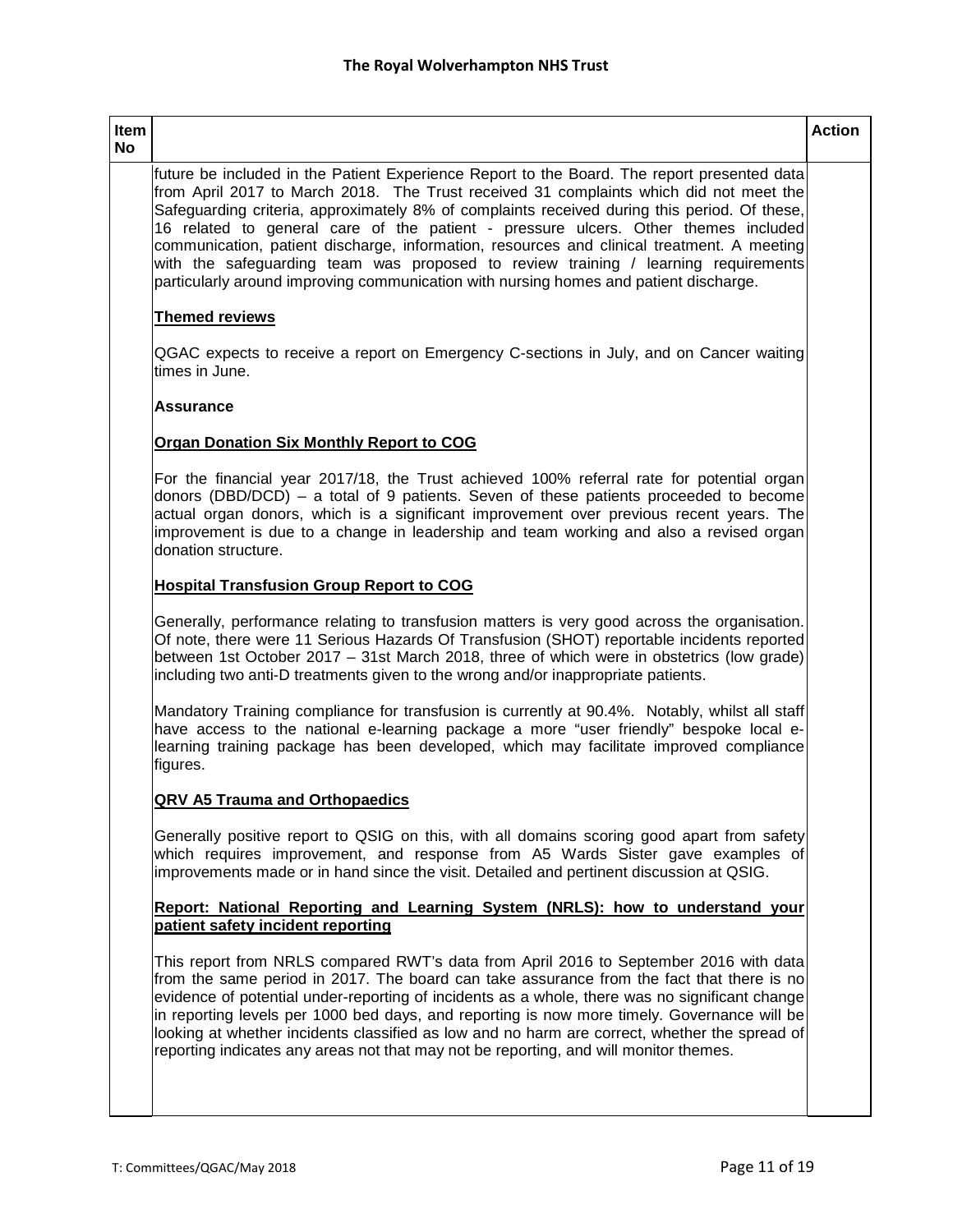| Item No | | Action |
|---|---|---|
| | future be included in the Patient Experience Report to the Board. The report presented data from April 2017 to March 2018. The Trust received 31 complaints which did not meet the Safeguarding criteria, approximately 8% of complaints received during this period. Of these, 16 related to general care of the patient - pressure ulcers. Other themes included communication, patient discharge, information, resources and clinical treatment. A meeting with the safeguarding team was proposed to review training / learning requirements particularly around improving communication with nursing homes and patient discharge.<br><br>**<u>Themed reviews</u>**<br><br>QGAC expects to receive a report on Emergency C-sections in July, and on Cancer waiting times in June.<br><br>**Assurance**<br><br>**<u>Organ Donation Six Monthly Report to COG</u>**<br><br>For the financial year 2017/18, the Trust achieved 100% referral rate for potential organ donors (DBD/DCD) – a total of 9 patients. Seven of these patients proceeded to become actual organ donors, which is a significant improvement over previous recent years. The improvement is due to a change in leadership and team working and also a revised organ donation structure.<br><br>**<u>Hospital Transfusion Group Report to COG</u>**<br><br>Generally, performance relating to transfusion matters is very good across the organisation. Of note, there were 11 Serious Hazards Of Transfusion (SHOT) reportable incidents reported between 1st October 2017 – 31st March 2018, three of which were in obstetrics (low grade) including two anti-D treatments given to the wrong and/or inappropriate patients.<br><br>Mandatory Training compliance for transfusion is currently at 90.4%. Notably, whilst all staff have access to the national e-learning package a more "user friendly" bespoke local e-learning training package has been developed, which may facilitate improved compliance figures.<br><br>**<u>QRV A5 Trauma and Orthopaedics</u>**<br><br>Generally positive report to QSIG on this, with all domains scoring good apart from safety which requires improvement, and response from A5 Wards Sister gave examples of improvements made or in hand since the visit. Detailed and pertinent discussion at QSIG.<br><br>**<u>Report: National Reporting and Learning System (NRLS): how to understand your patient safety incident reporting</u>**<br><br>This report from NRLS compared RWT's data from April 2016 to September 2016 with data from the same period in 2017. The board can take assurance from the fact that there is no evidence of potential under-reporting of incidents as a whole, there was no significant change in reporting levels per 1000 bed days, and reporting is now more timely. Governance will be looking at whether incidents classified as low and no harm are correct, whether the spread of reporting indicates any areas not that may not be reporting, and will monitor themes. | |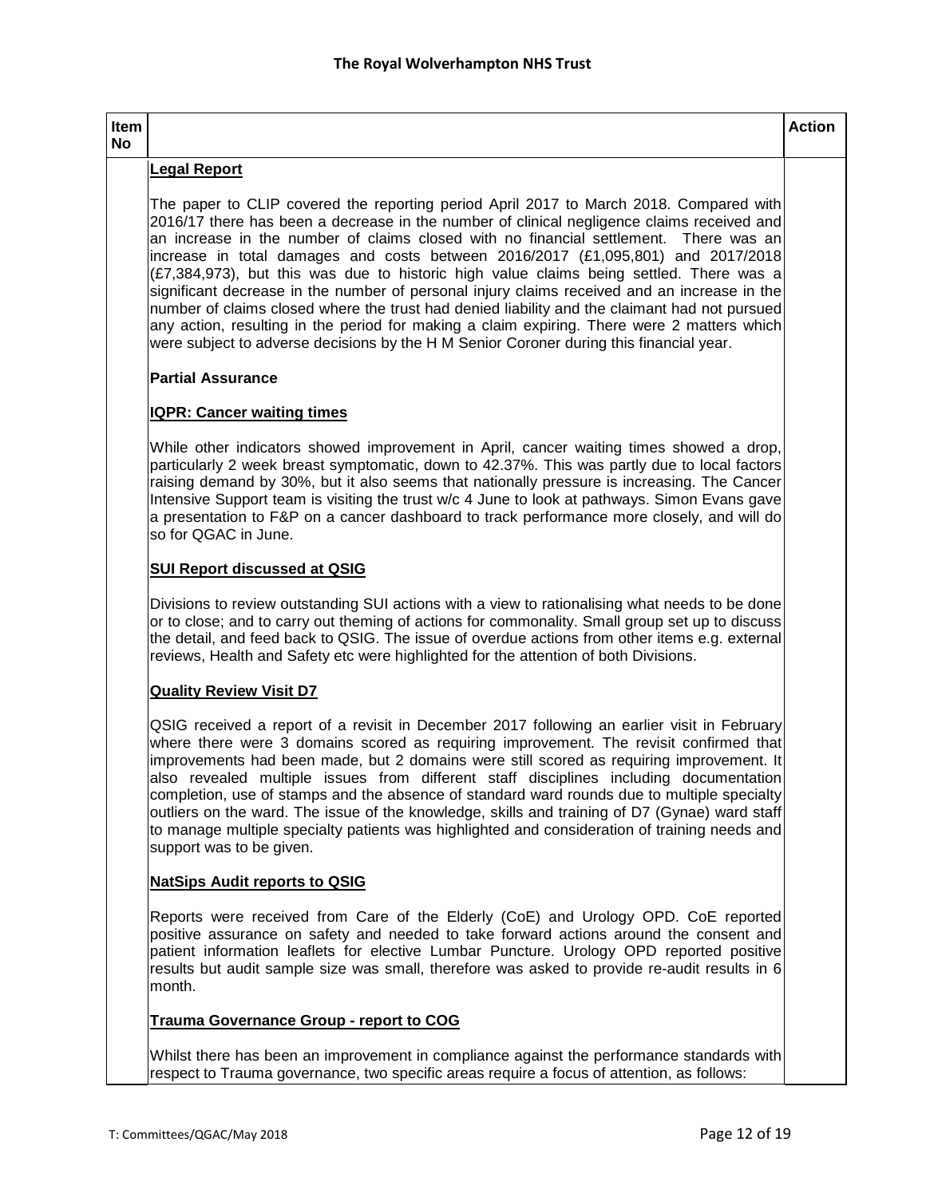| Item No | | Action |
|---|---|---|
| | **Legal Report**<br><br>The paper to CLIP covered the reporting period April 2017 to March 2018. Compared with 2016/17 there has been a decrease in the number of clinical negligence claims received and an increase in the number of claims closed with no financial settlement. There was an increase in total damages and costs between 2016/2017 (£1,095,801) and 2017/2018 (£7,384,973), but this was due to historic high value claims being settled. There was a significant decrease in the number of personal injury claims received and an increase in the number of claims closed where the trust had denied liability and the claimant had not pursued any action, resulting in the period for making a claim expiring. There were 2 matters which were subject to adverse decisions by the H M Senior Coroner during this financial year.<br><br>**Partial Assurance**<br><br>**IQPR: Cancer waiting times**<br><br>While other indicators showed improvement in April, cancer waiting times showed a drop, particularly 2 week breast symptomatic, down to 42.37%. This was partly due to local factors raising demand by 30%, but it also seems that nationally pressure is increasing. The Cancer Intensive Support team is visiting the trust w/c 4 June to look at pathways. Simon Evans gave a presentation to F&P on a cancer dashboard to track performance more closely, and will do so for QGAC in June.<br><br>**SUI Report discussed at QSIG**<br><br>Divisions to review outstanding SUI actions with a view to rationalising what needs to be done or to close; and to carry out theming of actions for commonality. Small group set up to discuss the detail, and feed back to QSIG. The issue of overdue actions from other items e.g. external reviews, Health and Safety etc were highlighted for the attention of both Divisions.<br><br>**Quality Review Visit D7**<br><br>QSIG received a report of a revisit in December 2017 following an earlier visit in February where there were 3 domains scored as requiring improvement. The revisit confirmed that improvements had been made, but 2 domains were still scored as requiring improvement. It also revealed multiple issues from different staff disciplines including documentation completion, use of stamps and the absence of standard ward rounds due to multiple specialty outliers on the ward. The issue of the knowledge, skills and training of D7 (Gynae) ward staff to manage multiple specialty patients was highlighted and consideration of training needs and support was to be given.<br><br>**NatSips Audit reports to QSIG**<br><br>Reports were received from Care of the Elderly (CoE) and Urology OPD. CoE reported positive assurance on safety and needed to take forward actions around the consent and patient information leaflets for elective Lumbar Puncture. Urology OPD reported positive results but audit sample size was small, therefore was asked to provide re-audit results in 6 month.<br><br>**Trauma Governance Group - report to COG**<br><br>Whilst there has been an improvement in compliance against the performance standards with respect to Trauma governance, two specific areas require a focus of attention, as follows: | |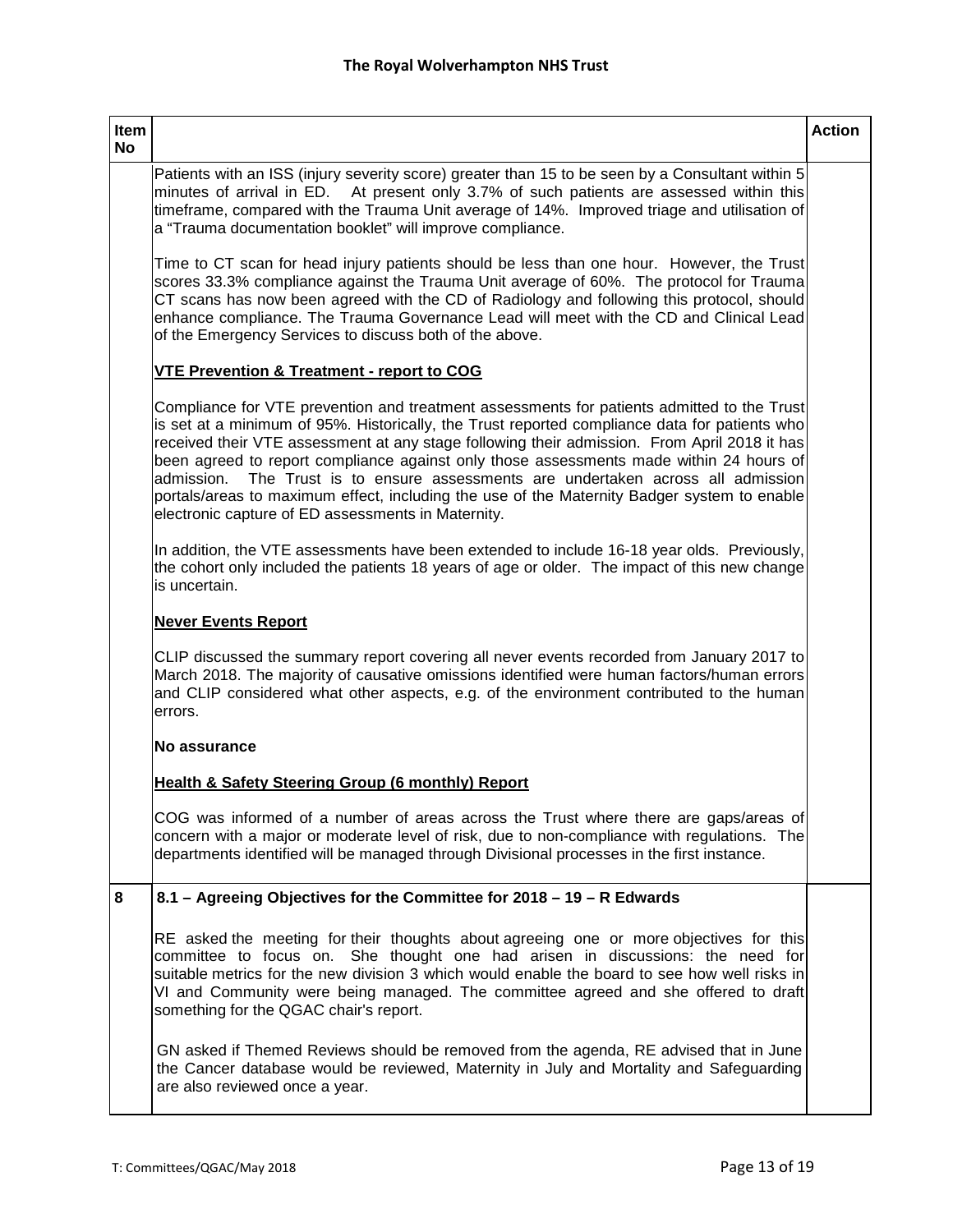| Item No | | Action |
|---|---|---|
| | Patients with an ISS (injury severity score) greater than 15 to be seen by a Consultant within 5 minutes of arrival in ED. At present only 3.7% of such patients are assessed within this timeframe, compared with the Trauma Unit average of 14%. Improved triage and utilisation of a "Trauma documentation booklet" will improve compliance.<br><br>Time to CT scan for head injury patients should be less than one hour. However, the Trust scores 33.3% compliance against the Trauma Unit average of 60%. The protocol for Trauma CT scans has now been agreed with the CD of Radiology and following this protocol, should enhance compliance. The Trauma Governance Lead will meet with the CD and Clinical Lead of the Emergency Services to discuss both of the above.<br><br>**<u>VTE Prevention & Treatment - report to COG</u>**<br><br>Compliance for VTE prevention and treatment assessments for patients admitted to the Trust is set at a minimum of 95%. Historically, the Trust reported compliance data for patients who received their VTE assessment at any stage following their admission. From April 2018 it has been agreed to report compliance against only those assessments made within 24 hours of admission. The Trust is to ensure assessments are undertaken across all admission portals/areas to maximum effect, including the use of the Maternity Badger system to enable electronic capture of ED assessments in Maternity.<br><br>In addition, the VTE assessments have been extended to include 16-18 year olds. Previously, the cohort only included the patients 18 years of age or older. The impact of this new change is uncertain.<br><br>**<u>Never Events Report</u>**<br><br>CLIP discussed the summary report covering all never events recorded from January 2017 to March 2018. The majority of causative omissions identified were human factors/human errors and CLIP considered what other aspects, e.g. of the environment contributed to the human errors.<br><br>**No assurance**<br><br>**<u>Health & Safety Steering Group (6 monthly) Report</u>**<br><br>COG was informed of a number of areas across the Trust where there are gaps/areas of concern with a major or moderate level of risk, due to non-compliance with regulations. The departments identified will be managed through Divisional processes in the first instance. | |
| **8** | **8.1 – Agreeing Objectives for the Committee for 2018 – 19 – R Edwards**<br><br>RE asked the meeting for their thoughts about agreeing one or more objectives for this committee to focus on. She thought one had arisen in discussions: the need for suitable metrics for the new division 3 which would enable the board to see how well risks in VI and Community were being managed. The committee agreed and she offered to draft something for the QGAC chair's report.<br><br>GN asked if Themed Reviews should be removed from the agenda, RE advised that in June the Cancer database would be reviewed, Maternity in July and Mortality and Safeguarding are also reviewed once a year. | |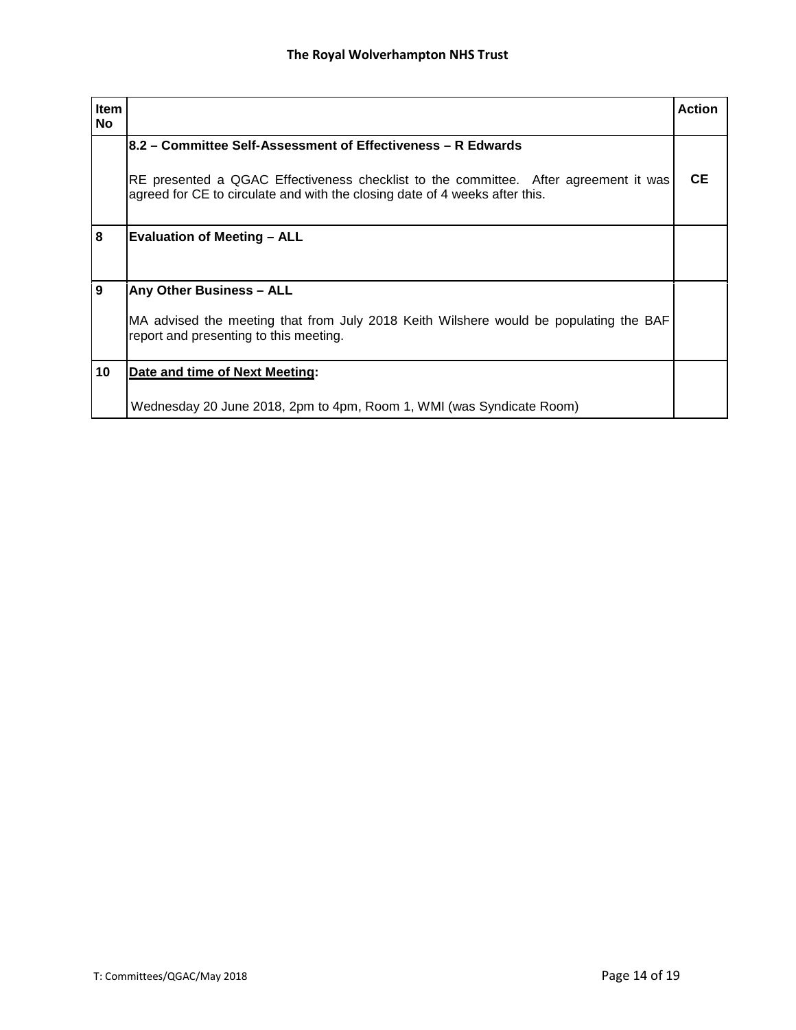| Item No | | Action |
|---|---|---|
| | **8.2 – Committee Self-Assessment of Effectiveness – R Edwards**<br><br>RE presented a QGAC Effectiveness checklist to the committee. After agreement it was agreed for CE to circulate and with the closing date of 4 weeks after this. | **CE** |
| **8** | **Evaluation of Meeting – ALL** | |
| **9** | **Any Other Business – ALL**<br><br>MA advised the meeting that from July 2018 Keith Wilshere would be populating the BAF report and presenting to this meeting. | |
| **10** | **Date and time of Next Meeting:**<br><br>Wednesday 20 June 2018, 2pm to 4pm, Room 1, WMI (was Syndicate Room) | |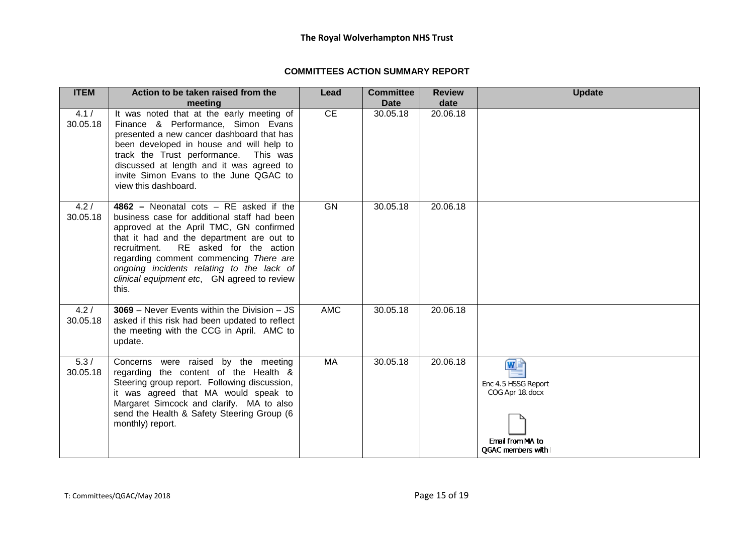**The Royal Wolverhampton NHS Trust**

**COMMITTEES ACTION SUMMARY REPORT**

| ITEM | Action to be taken raised from the meeting | Lead | Committee Date | Review date | Update |
|---|---|---|---|---|---|
| 4.1 / 30.05.18 | It was noted that at the early meeting of Finance & Performance, Simon Evans presented a new cancer dashboard that has been developed in house and will help to track the Trust performance. This was discussed at length and it was agreed to invite Simon Evans to the June QGAC to view this dashboard. | CE | 30.05.18 | 20.06.18 | |
| 4.2 / 30.05.18 | **4862 –** Neonatal cots – RE asked if the business case for additional staff had been approved at the April TMC, GN confirmed that it had and the department are out to recruitment. RE asked for the action regarding comment commencing *There are ongoing incidents relating to the lack of clinical equipment etc*, GN agreed to review this. | GN | 30.05.18 | 20.06.18 | |
| 4.2 / 30.05.18 | **3069** – Never Events within the Division – JS asked if this risk had been updated to reflect the meeting with the CCG in April. AMC to update. | AMC | 30.05.18 | 20.06.18 | |
| 5.3 / 30.05.18 | Concerns were raised by the meeting regarding the content of the Health & Steering group report. Following discussion, it was agreed that MA would speak to Margaret Simcock and clarify. MA to also send the Health & Safety Steering Group (6 monthly) report. | MA | 30.05.18 | 20.06.18 | Enc 4.5 HSSG Report COG Apr 18.docx<br><br>Email from MA to QGAC members with |

T: Committees/QGAC/May 2018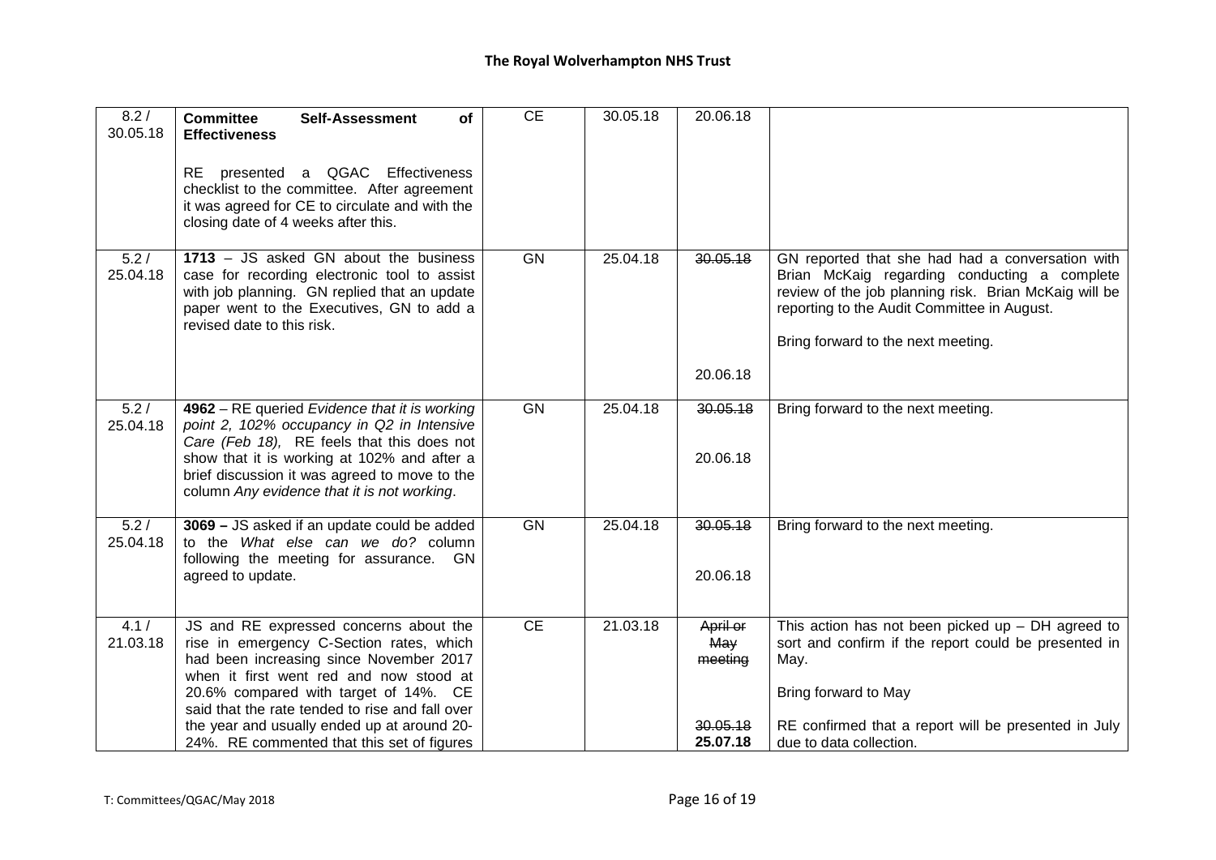| 8.2 / 30.05.18 | **Committee Self-Assessment of Effectiveness**<br><br>RE presented a QGAC Effectiveness checklist to the committee. After agreement it was agreed for CE to circulate and with the closing date of 4 weeks after this. | CE | 30.05.18 | 20.06.18 | |
|---|---|---|---|---|---|
| 5.2 / 25.04.18 | **1713** – JS asked GN about the business case for recording electronic tool to assist with job planning. GN replied that an update paper went to the Executives, GN to add a revised date to this risk. | GN | 25.04.18 | ~~30.05.18~~<br><br>20.06.18 | GN reported that she had had a conversation with Brian McKaig regarding conducting a complete review of the job planning risk. Brian McKaig will be reporting to the Audit Committee in August.<br><br>Bring forward to the next meeting. |
| 5.2 / 25.04.18 | **4962** – RE queried *Evidence that it is working point 2, 102% occupancy in Q2 in Intensive Care (Feb 18),* RE feels that this does not show that it is working at 102% and after a brief discussion it was agreed to move to the column *Any evidence that it is not working*. | GN | 25.04.18 | ~~30.05.18~~<br><br>20.06.18 | Bring forward to the next meeting. |
| 5.2 / 25.04.18 | **3069 –** JS asked if an update could be added to the *What else can we do?* column following the meeting for assurance. GN agreed to update. | GN | 25.04.18 | ~~30.05.18~~<br><br>20.06.18 | Bring forward to the next meeting. |
| 4.1 / 21.03.18 | JS and RE expressed concerns about the rise in emergency C-Section rates, which had been increasing since November 2017 when it first went red and now stood at 20.6% compared with target of 14%. CE said that the rate tended to rise and fall over the year and usually ended up at around 20-24%. RE commented that this set of figures | CE | 21.03.18 | ~~April or May meeting~~<br><br>~~30.05.18~~<br>**25.07.18** | This action has not been picked up – DH agreed to sort and confirm if the report could be presented in May.<br><br>Bring forward to May<br><br>RE confirmed that a report will be presented in July due to data collection. |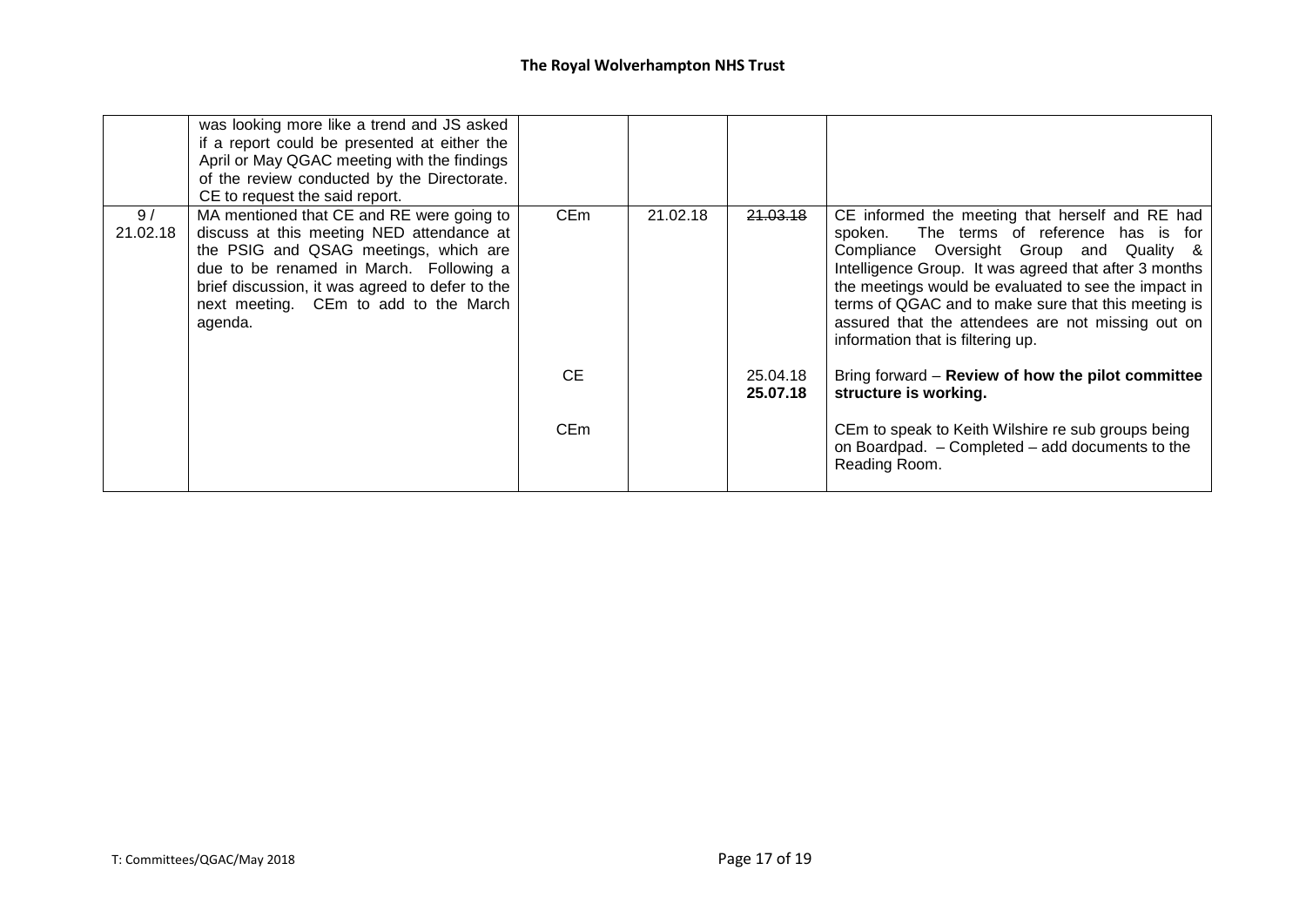| | | | | | 
|---|---|---|---|---|
| | was looking more like a trend and JS asked if a report could be presented at either the April or May QGAC meeting with the findings of the review conducted by the Directorate. CE to request the said report. | | | | 
| 9 / 21.02.18 | MA mentioned that CE and RE were going to discuss at this meeting NED attendance at the PSIG and QSAG meetings, which are due to be renamed in March. Following a brief discussion, it was agreed to defer to the next meeting. CEm to add to the March agenda. | CEm | 21.02.18 | ~~21.03.18~~ | CE informed the meeting that herself and RE had spoken. The terms of reference has is for Compliance Oversight Group and Quality & Intelligence Group. It was agreed that after 3 months the meetings would be evaluated to see the impact in terms of QGAC and to make sure that this meeting is assured that the attendees are not missing out on information that is filtering up. |
| | | CE | | 25.04.18 **25.07.18** | Bring forward – **Review of how the pilot committee structure is working.** |
| | | CEm | | | CEm to speak to Keith Wilshire re sub groups being on Boardpad. – Completed – add documents to the Reading Room. |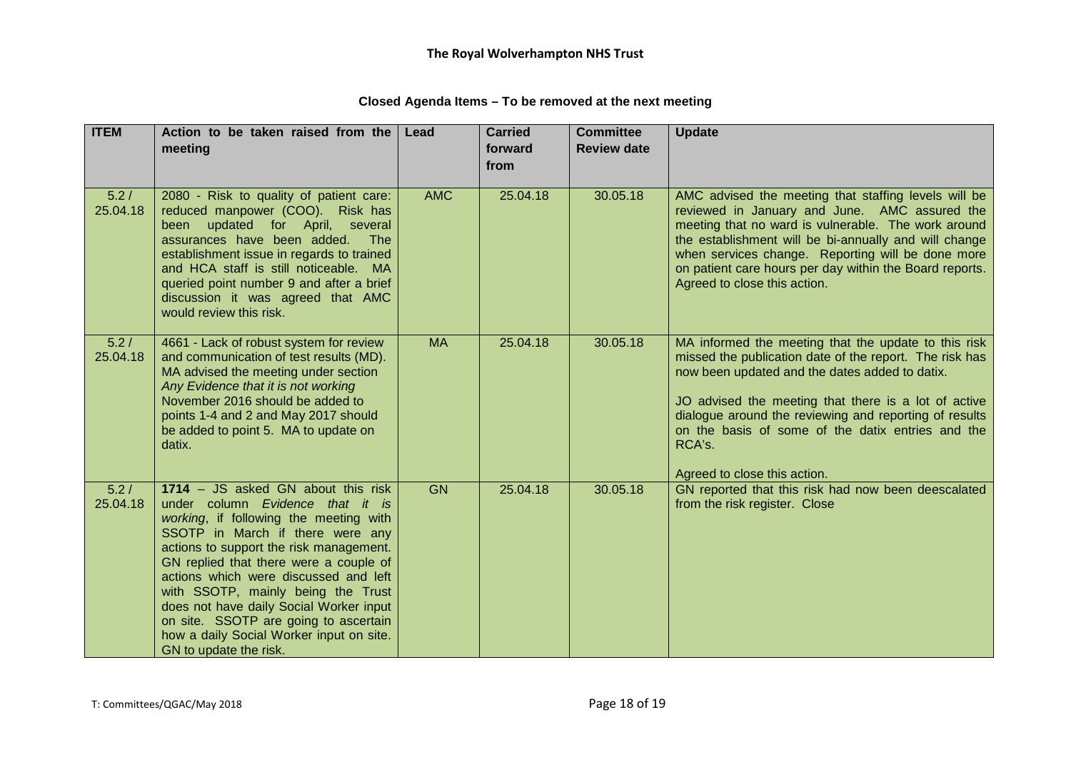**Closed Agenda Items – To be removed at the next meeting**

| ITEM | Action to be taken raised from the meeting | Lead | Carried forward from | Committee Review date | Update |
|---|---|---|---|---|---|
| 5.2 / 25.04.18 | 2080 - Risk to quality of patient care: reduced manpower (COO). Risk has been updated for April, several assurances have been added. The establishment issue in regards to trained and HCA staff is still noticeable. MA queried point number 9 and after a brief discussion it was agreed that AMC would review this risk. | AMC | 25.04.18 | 30.05.18 | AMC advised the meeting that staffing levels will be reviewed in January and June. AMC assured the meeting that no ward is vulnerable. The work around the establishment will be bi-annually and will change when services change. Reporting will be done more on patient care hours per day within the Board reports. Agreed to close this action. |
| 5.2 / 25.04.18 | 4661 - Lack of robust system for review and communication of test results (MD). MA advised the meeting under section *Any Evidence that it is not working* November 2016 should be added to points 1-4 and 2 and May 2017 should be added to point 5. MA to update on datix. | MA | 25.04.18 | 30.05.18 | MA informed the meeting that the update to this risk missed the publication date of the report. The risk has now been updated and the dates added to datix.<br><br>JO advised the meeting that there is a lot of active dialogue around the reviewing and reporting of results on the basis of some of the datix entries and the RCA's.<br><br>Agreed to close this action. |
| 5.2 / 25.04.18 | **1714** – JS asked GN about this risk under column *Evidence that it is working*, if following the meeting with SSOTP in March if there were any actions to support the risk management. GN replied that there were a couple of actions which were discussed and left with SSOTP, mainly being the Trust does not have daily Social Worker input on site. SSOTP are going to ascertain how a daily Social Worker input on site. GN to update the risk. | GN | 25.04.18 | 30.05.18 | GN reported that this risk had now been deescalated from the risk register. Close |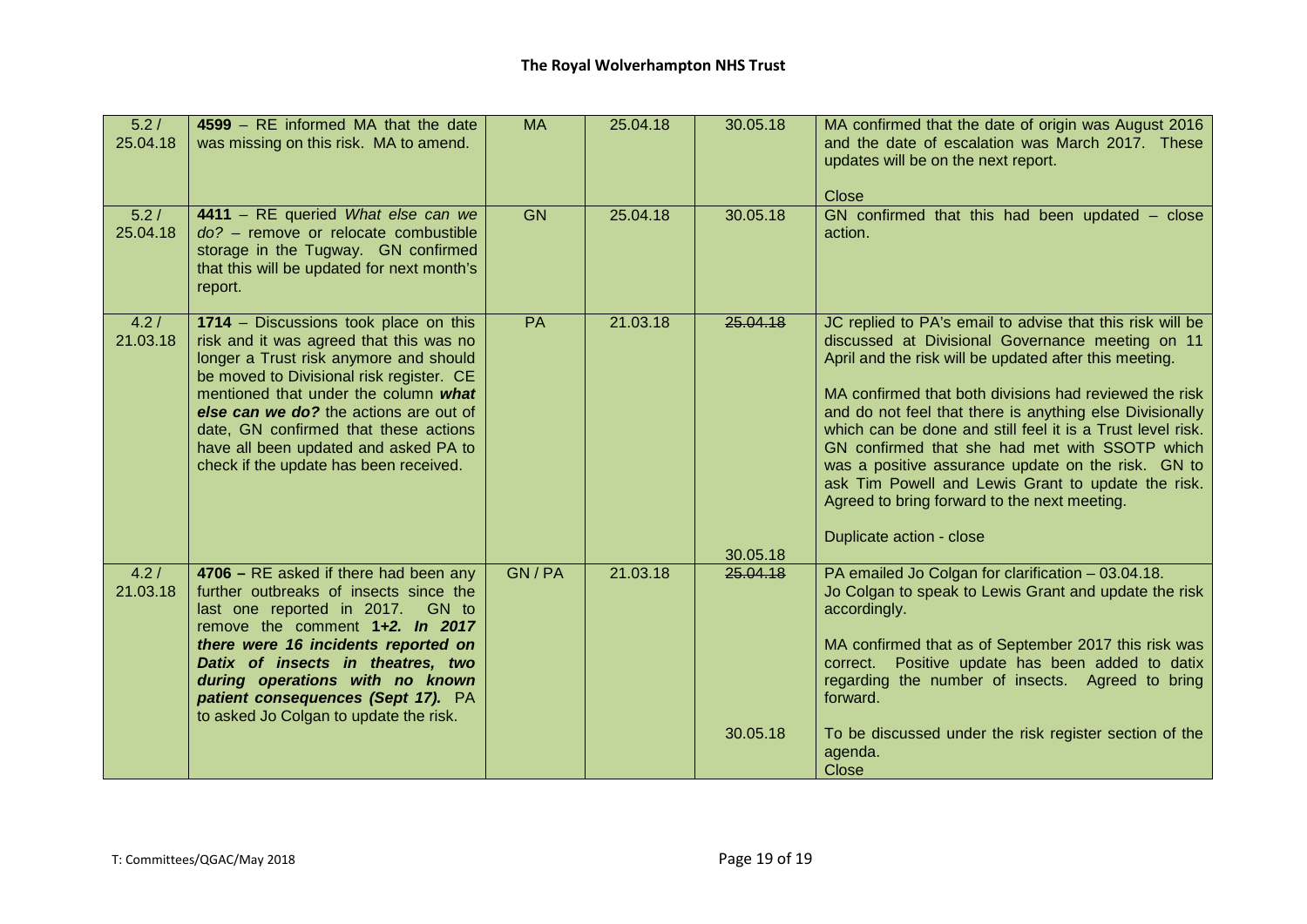| | | | | | |
|---|---|---|---|---|---|
| 5.2 / 25.04.18 | **4599** – RE informed MA that the date was missing on this risk. MA to amend. | MA | 25.04.18 | 30.05.18 | MA confirmed that the date of origin was August 2016 and the date of escalation was March 2017. These updates will be on the next report.<br><br>Close |
| 5.2 / 25.04.18 | **4411** – RE queried *What else can we do?* – remove or relocate combustible storage in the Tugway. GN confirmed that this will be updated for next month's report. | GN | 25.04.18 | 30.05.18 | GN confirmed that this had been updated – close action. |
| 4.2 / 21.03.18 | **1714** – Discussions took place on this risk and it was agreed that this was no longer a Trust risk anymore and should be moved to Divisional risk register. CE mentioned that under the column ***what else can we do?*** the actions are out of date, GN confirmed that these actions have all been updated and asked PA to check if the update has been received. | PA | 21.03.18 | ~~25.04.18~~<br><br>30.05.18 | JC replied to PA's email to advise that this risk will be discussed at Divisional Governance meeting on 11 April and the risk will be updated after this meeting.<br><br>MA confirmed that both divisions had reviewed the risk and do not feel that there is anything else Divisionally which can be done and still feel it is a Trust level risk. GN confirmed that she had met with SSOTP which was a positive assurance update on the risk. GN to ask Tim Powell and Lewis Grant to update the risk. Agreed to bring forward to the next meeting.<br><br>Duplicate action - close |
| 4.2 / 21.03.18 | **4706 –** RE asked if there had been any further outbreaks of insects since the last one reported in 2017. GN to remove the comment ***1+2. In 2017 there were 16 incidents reported on Datix of insects in theatres, two during operations with no known patient consequences (Sept 17).*** PA to asked Jo Colgan to update the risk. | GN / PA | 21.03.18 | ~~25.04.18~~<br><br>30.05.18 | PA emailed Jo Colgan for clarification – 03.04.18. Jo Colgan to speak to Lewis Grant and update the risk accordingly.<br><br>MA confirmed that as of September 2017 this risk was correct. Positive update has been added to datix regarding the number of insects. Agreed to bring forward.<br><br>To be discussed under the risk register section of the agenda.<br>Close |

T: Committees/QGAC/May 2018